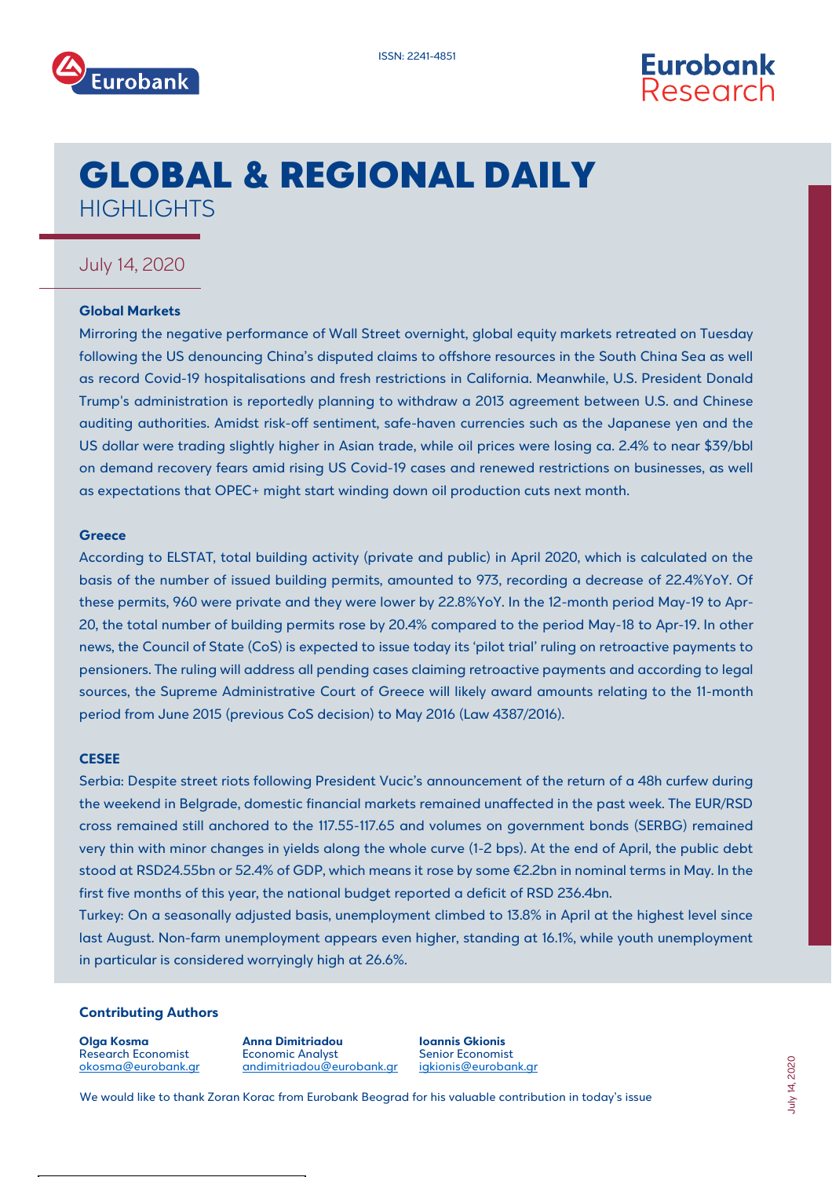ISSN: 2241-4851

# GLOBAL & REGIONAL DAILY
## HIGHLIGHTS

July 14, 2020

### Global Markets

Mirroring the negative performance of Wall Street overnight, global equity markets retreated on Tuesday following the US denouncing China's disputed claims to offshore resources in the South China Sea as well as record Covid-19 hospitalisations and fresh restrictions in California. Meanwhile, U.S. President Donald Trump's administration is reportedly planning to withdraw a 2013 agreement between U.S. and Chinese auditing authorities. Amidst risk-off sentiment, safe-haven currencies such as the Japanese yen and the US dollar were trading slightly higher in Asian trade, while oil prices were losing ca. 2.4% to near $39/bbl on demand recovery fears amid rising US Covid-19 cases and renewed restrictions on businesses, as well as expectations that OPEC+ might start winding down oil production cuts next month.

### Greece

According to ELSTAT, total building activity (private and public) in April 2020, which is calculated on the basis of the number of issued building permits, amounted to 973, recording a decrease of 22.4%YoY. Of these permits, 960 were private and they were lower by 22.8%YoY. In the 12-month period May-19 to Apr-20, the total number of building permits rose by 20.4% compared to the period May-18 to Apr-19. In other news, the Council of State (CoS) is expected to issue today its 'pilot trial' ruling on retroactive payments to pensioners. The ruling will address all pending cases claiming retroactive payments and according to legal sources, the Supreme Administrative Court of Greece will likely award amounts relating to the 11-month period from June 2015 (previous CoS decision) to May 2016 (Law 4387/2016).

### CESEE

Serbia: Despite street riots following President Vucic's announcement of the return of a 48h curfew during the weekend in Belgrade, domestic financial markets remained unaffected in the past week. The EUR/RSD cross remained still anchored to the 117.55-117.65 and volumes on government bonds (SERBG) remained very thin with minor changes in yields along the whole curve (1-2 bps). At the end of April, the public debt stood at RSD24.55bn or 52.4% of GDP, which means it rose by some €2.2bn in nominal terms in May. In the first five months of this year, the national budget reported a deficit of RSD 236.4bn.

Turkey: On a seasonally adjusted basis, unemployment climbed to 13.8% in April at the highest level since last August. Non-farm unemployment appears even higher, standing at 16.1%, while youth unemployment in particular is considered worryingly high at 26.6%.

### Contributing Authors

**Olga Kosma**
Research Economist
okosma@eurobank.gr

**Anna Dimitriadou**
Economic Analyst
andimitriadou@eurobank.gr

**Ioannis Gkionis**
Senior Economist
igkionis@eurobank.gr

We would like to thank Zoran Korac from Eurobank Beograd for his valuable contribution in today's issue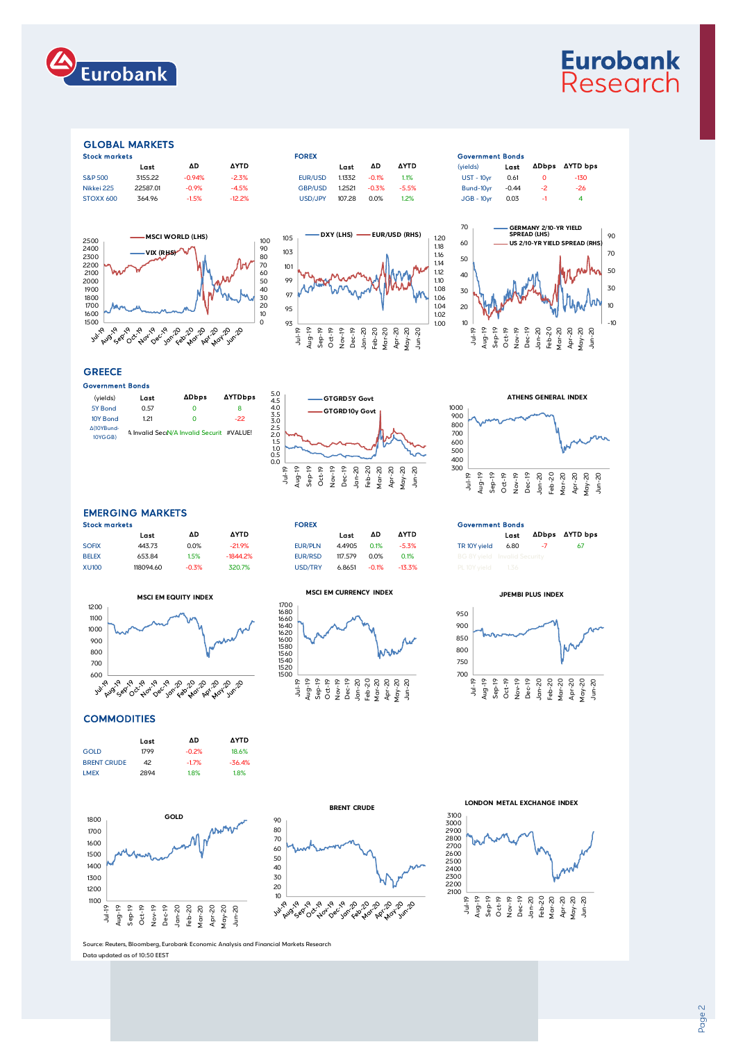## GLOBAL MARKETS

**Stock markets**

| | Last | ΔD | ΔYTD |
|---|---|---|---|
| S&P 500 | 3155.22 | -0.94% | -2.3% |
| Nikkei 225 | 22587.01 | -0.9% | -4.5% |
| STOXX 600 | 364.96 | -1.5% | -12.2% |

**FOREX**

| | Last | ΔD | ΔYTD |
|---|---|---|---|
| EUR/USD | 1.1332 | -0.1% | 1.1% |
| GBP/USD | 1.2521 | -0.3% | -5.5% |
| USD/JPY | 107.28 | 0.0% | 1.2% |

**Government Bonds**

| (yields) | Last | ΔDbps | ΔYTD bps |
|---|---|---|---|
| UST - 10yr | 0.61 | 0 | -130 |
| Bund-10yr | -0.44 | -2 | -26 |
| JGB - 10yr | 0.03 | -1 | 4 |

MSCI WORLD (LHS) / VIX (RHS)

DXY (LHS) / EUR/USD (RHS)

GERMANY 2/10-YR YIELD SPREAD (LHS) / US 2/10-YR YIELD SPREAD (RHS)

## GREECE

**Government Bonds**

| (yields) | Last | ΔDbps | ΔYTDbps |
|---|---|---|---|
| 5Y Bond | 0.57 | 0 | 8 |
| 10Y Bond | 1.21 | 0 | -22 |
| Δ(10YBund-10YGGB) | #N/A Invalid Security | #N/A Invalid Security | #VALUE! |

GTGRD5Y Govt / GTGRD10y Govt

ATHENS GENERAL INDEX

## EMERGING MARKETS

**Stock markets**

| | Last | ΔD | ΔYTD |
|---|---|---|---|
| SOFIX | 443.73 | 0.0% | -21.9% |
| BELEX | 653.84 | 1.5% | -1844.2% |
| XU100 | 118094.60 | -0.3% | 320.7% |

**FOREX**

| | Last | ΔD | ΔYTD |
|---|---|---|---|
| EUR/PLN | 4.4905 | 0.1% | -5.3% |
| EUR/RSD | 117.579 | 0.0% | 0.1% |
| USD/TRY | 6.8651 | -0.1% | -13.3% |

**Government Bonds**

| | Last | ΔDbps | ΔYTD bps |
|---|---|---|---|
| TR 10Y yield | 6.80 | -7 | 67 |
| BG 8Y yield | Invalid Security | | |
| PL 10Y yield | 1.36 | | |

MSCI EM EQUITY INDEX

MSCI EM CURRENCY INDEX

JPEMBI PLUS INDEX

## COMMODITIES

| | Last | ΔD | ΔYTD |
|---|---|---|---|
| GOLD | 1799 | -0.2% | 18.6% |
| BRENT CRUDE | 42 | -1.7% | -36.4% |
| LMEX | 2894 | 1.8% | 1.8% |

GOLD

BRENT CRUDE

LONDON METAL EXCHANGE INDEX

Source: Reuters, Bloomberg, Eurobank Economic Analysis and Financial Markets Research

Data updated as of 10:50 EEST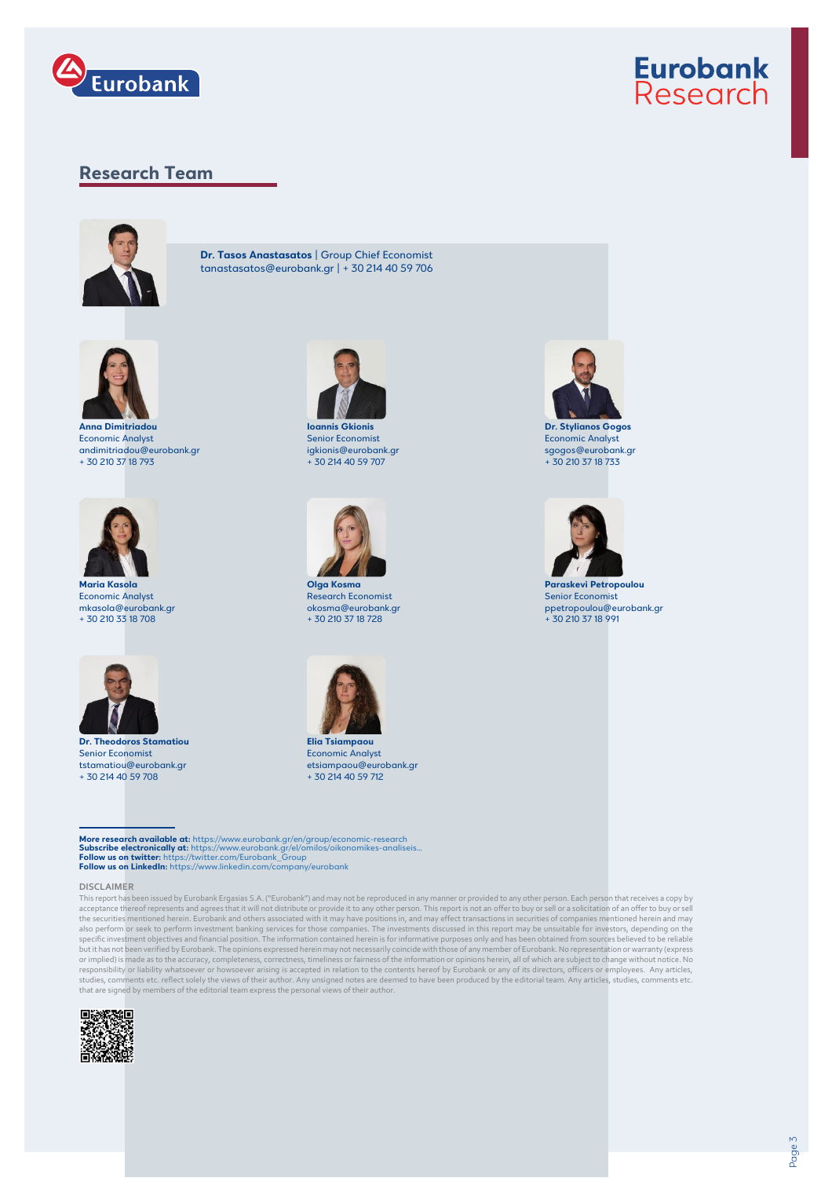Eurobank

Eurobank Research

## Research Team

**Dr. Tasos Anastasatos** | Group Chief Economist
tanastasatos@eurobank.gr | + 30 214 40 59 706

**Anna Dimitriadou**
Economic Analyst
andimitriadou@eurobank.gr
+ 30 210 37 18 793

**Ioannis Gkionis**
Senior Economist
igkionis@eurobank.gr
+ 30 214 40 59 707

**Dr. Stylianos Gogos**
Economic Analyst
sgogos@eurobank.gr
+ 30 210 37 18 733

**Maria Kasola**
Economic Analyst
mkasola@eurobank.gr
+ 30 210 33 18 708

**Olga Kosma**
Research Economist
okosma@eurobank.gr
+ 30 210 37 18 728

**Paraskevi Petropoulou**
Senior Economist
ppetropoulou@eurobank.gr
+ 30 210 37 18 991

**Dr. Theodoros Stamatiou**
Senior Economist
tstamatiou@eurobank.gr
+ 30 214 40 59 708

**Elia Tsiampaou**
Economic Analyst
etsiampaou@eurobank.gr
+ 30 214 40 59 712

**More research available at:** https://www.eurobank.gr/en/group/economic-research
**Subscribe electronically at:** https://www.eurobank.gr/el/omilos/oikonomikes-analiseis...
**Follow us on twitter:** https://twitter.com/Eurobank_Group
**Follow us on LinkedIn:** https://www.linkedin.com/company/eurobank

DISCLAIMER

This report has been issued by Eurobank Ergasias S.A. ("Eurobank") and may not be reproduced in any manner or provided to any other person. Each person that receives a copy by acceptance thereof represents and agrees that it will not distribute or provide it to any other person. This report is not an offer to buy or sell or a solicitation of an offer to buy or sell the securities mentioned herein. Eurobank and others associated with it may have positions in, and may effect transactions in securities of companies mentioned herein and may also perform or seek to perform investment banking services for those companies. The investments discussed in this report may be unsuitable for investors, depending on the specific investment objectives and financial position. The information contained herein is for informative purposes only and has been obtained from sources believed to be reliable but it has not been verified by Eurobank. The opinions expressed herein may not necessarily coincide with those of any member of Eurobank. No representation or warranty (express or implied) is made as to the accuracy, completeness, correctness, timeliness or fairness of the information or opinions herein, all of which are subject to change without notice. No responsibility or liability whatsoever or howsoever arising is accepted in relation to the contents hereof by Eurobank or any of its directors, officers or employees. Any articles, studies, comments etc. reflect solely the views of their author. Any unsigned notes are deemed to have been produced by the editorial team. Any articles, studies, comments etc. that are signed by members of the editorial team express the personal views of their author.